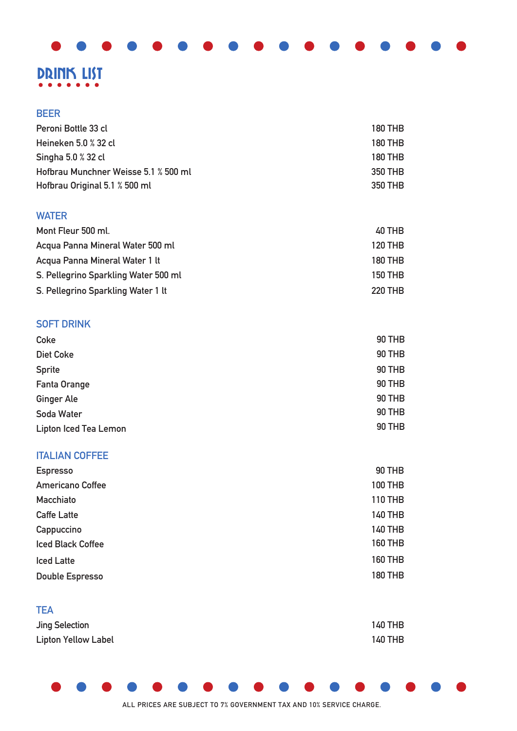# DRINK LIST

## BEER

| Item | Price |
|---|---|
| Peroni Bottle 33 cl | 180 THB |
| Heineken 5.0 % 32 cl | 180 THB |
| Singha 5.0 % 32 cl | 180 THB |
| Hofbrau Munchner Weisse 5.1 % 500 ml | 350 THB |
| Hofbrau Original 5.1 % 500 ml | 350 THB |

## WATER

| Item | Price |
|---|---|
| Mont Fleur 500 ml. | 40 THB |
| Acqua Panna Mineral Water 500 ml | 120 THB |
| Acqua Panna Mineral Water 1 lt | 180 THB |
| S. Pellegrino Sparkling Water 500 ml | 150 THB |
| S. Pellegrino Sparkling Water 1 lt | 220 THB |

## SOFT DRINK

| Item | Price |
|---|---|
| Coke | 90 THB |
| Diet Coke | 90 THB |
| Sprite | 90 THB |
| Fanta Orange | 90 THB |
| Ginger Ale | 90 THB |
| Soda Water | 90 THB |
| Lipton Iced Tea Lemon | 90 THB |

## ITALIAN COFFEE

| Item | Price |
|---|---|
| Espresso | 90 THB |
| Americano Coffee | 100 THB |
| Macchiato | 110 THB |
| Caffe Latte | 140 THB |
| Cappuccino | 140 THB |
| Iced Black Coffee | 160 THB |
| Iced Latte | 160 THB |
| Double Espresso | 180 THB |

## TEA

| Item | Price |
|---|---|
| Jing Selection | 140 THB |
| Lipton Yellow Label | 140 THB |

ALL PRICES ARE SUBJECT TO 7% GOVERNMENT TAX AND 10% SERVICE CHARGE.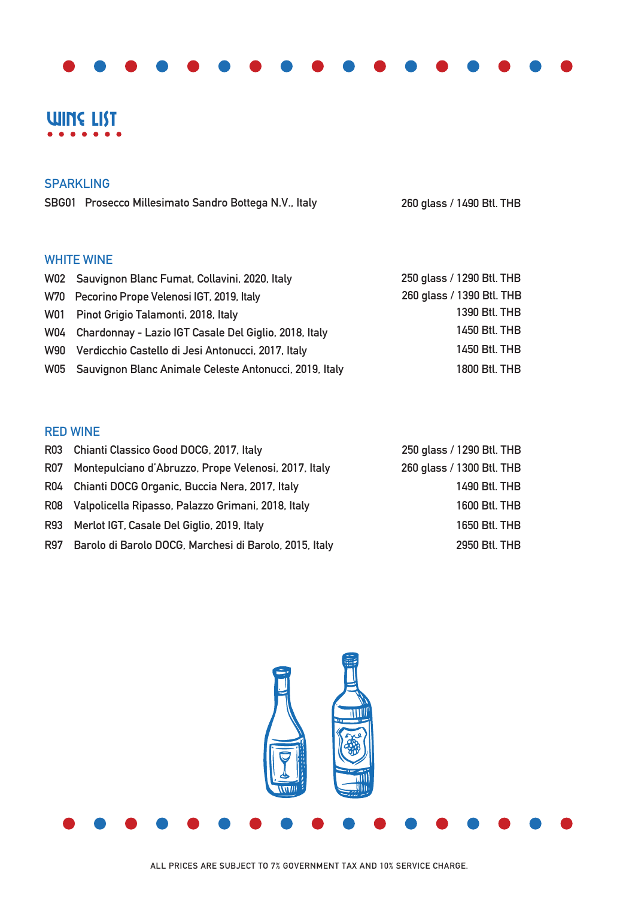# WINE LIST

## SPARKLING

| | | |
|---|---|---|
| SBG01 | Prosecco Millesimato Sandro Bottega N.V., Italy | 260 glass / 1490 Btl. THB |

## WHITE WINE

| | | |
|---|---|---|
| W02 | Sauvignon Blanc Fumat, Collavini, 2020, Italy | 250 glass / 1290 Btl. THB |
| W70 | Pecorino Prope Velenosi IGT, 2019, Italy | 260 glass / 1390 Btl. THB |
| W01 | Pinot Grigio Talamonti, 2018, Italy | 1390 Btl. THB |
| W04 | Chardonnay - Lazio IGT Casale Del Giglio, 2018, Italy | 1450 Btl. THB |
| W90 | Verdicchio Castello di Jesi Antonucci, 2017, Italy | 1450 Btl. THB |
| W05 | Sauvignon Blanc Animale Celeste Antonucci, 2019, Italy | 1800 Btl. THB |

## RED WINE

| | | |
|---|---|---|
| R03 | Chianti Classico Good DOCG, 2017, Italy | 250 glass / 1290 Btl. THB |
| R07 | Montepulciano d'Abruzzo, Prope Velenosi, 2017, Italy | 260 glass / 1300 Btl. THB |
| R04 | Chianti DOCG Organic, Buccia Nera, 2017, Italy | 1490 Btl. THB |
| R08 | Valpolicella Ripasso, Palazzo Grimani, 2018, Italy | 1600 Btl. THB |
| R93 | Merlot IGT, Casale Del Giglio, 2019, Italy | 1650 Btl. THB |
| R97 | Barolo di Barolo DOCG, Marchesi di Barolo, 2015, Italy | 2950 Btl. THB |

ALL PRICES ARE SUBJECT TO 7% GOVERNMENT TAX AND 10% SERVICE CHARGE.